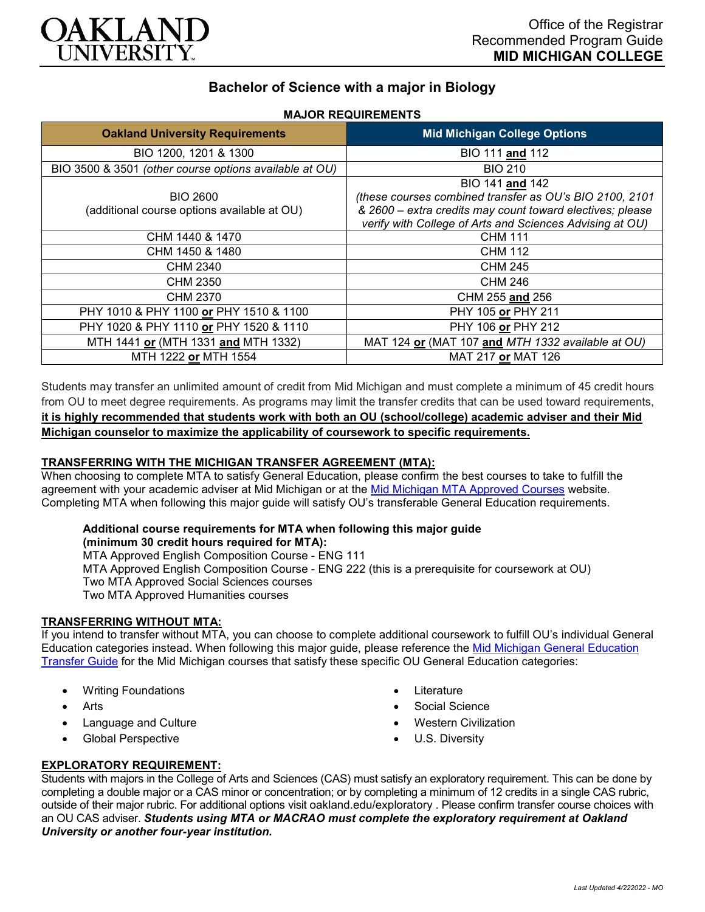# Bachelor of Science with a major in Biology

**MAJOR REQUIREMENTS**

| Oakland University Requirements | Mid Michigan College Options |
|---|---|
| BIO 1200, 1201 & 1300 | BIO 111 **and** 112 |
| BIO 3500 & 3501 *(other course options available at OU)* | BIO 210 |
| BIO 2600 (additional course options available at OU) | BIO 141 **and** 142 *(these courses combined transfer as OU's BIO 2100, 2101 & 2600 – extra credits may count toward electives; please verify with College of Arts and Sciences Advising at OU)* |
| CHM 1440 & 1470 | CHM 111 |
| CHM 1450 & 1480 | CHM 112 |
| CHM 2340 | CHM 245 |
| CHM 2350 | CHM 246 |
| CHM 2370 | CHM 255 **and** 256 |
| PHY 1010 & PHY 1100 **or** PHY 1510 & 1100 | PHY 105 **or** PHY 211 |
| PHY 1020 & PHY 1110 **or** PHY 1520 & 1110 | PHY 106 **or** PHY 212 |
| MTH 1441 **or** (MTH 1331 **and** MTH 1332) | MAT 124 **or** (MAT 107 **and** *MTH 1332 available at OU)* |
| MTH 1222 **or** MTH 1554 | MAT 217 **or** MAT 126 |

Students may transfer an unlimited amount of credit from Mid Michigan and must complete a minimum of 45 credit hours from OU to meet degree requirements. As programs may limit the transfer credits that can be used toward requirements, **it is highly recommended that students work with both an OU (school/college) academic adviser and their Mid Michigan counselor to maximize the applicability of coursework to specific requirements.**

## TRANSFERRING WITH THE MICHIGAN TRANSFER AGREEMENT (MTA):

When choosing to complete MTA to satisfy General Education, please confirm the best courses to take to fulfill the agreement with your academic adviser at Mid Michigan or at the Mid Michigan MTA Approved Courses website. Completing MTA when following this major guide will satisfy OU's transferable General Education requirements.

**Additional course requirements for MTA when following this major guide (minimum 30 credit hours required for MTA):**
MTA Approved English Composition Course - ENG 111
MTA Approved English Composition Course - ENG 222 (this is a prerequisite for coursework at OU)
Two MTA Approved Social Sciences courses
Two MTA Approved Humanities courses

## TRANSFERRING WITHOUT MTA:

If you intend to transfer without MTA, you can choose to complete additional coursework to fulfill OU's individual General Education categories instead. When following this major guide, please reference the Mid Michigan General Education Transfer Guide for the Mid Michigan courses that satisfy these specific OU General Education categories:

- Writing Foundations
- Arts
- Language and Culture
- Global Perspective
- Literature
- Social Science
- Western Civilization
- U.S. Diversity

## EXPLORATORY REQUIREMENT:

Students with majors in the College of Arts and Sciences (CAS) must satisfy an exploratory requirement. This can be done by completing a double major or a CAS minor or concentration; or by completing a minimum of 12 credits in a single CAS rubric, outside of their major rubric. For additional options visit oakland.edu/exploratory . Please confirm transfer course choices with an OU CAS adviser. ***Students using MTA or MACRAO must complete the exploratory requirement at Oakland University or another four-year institution.***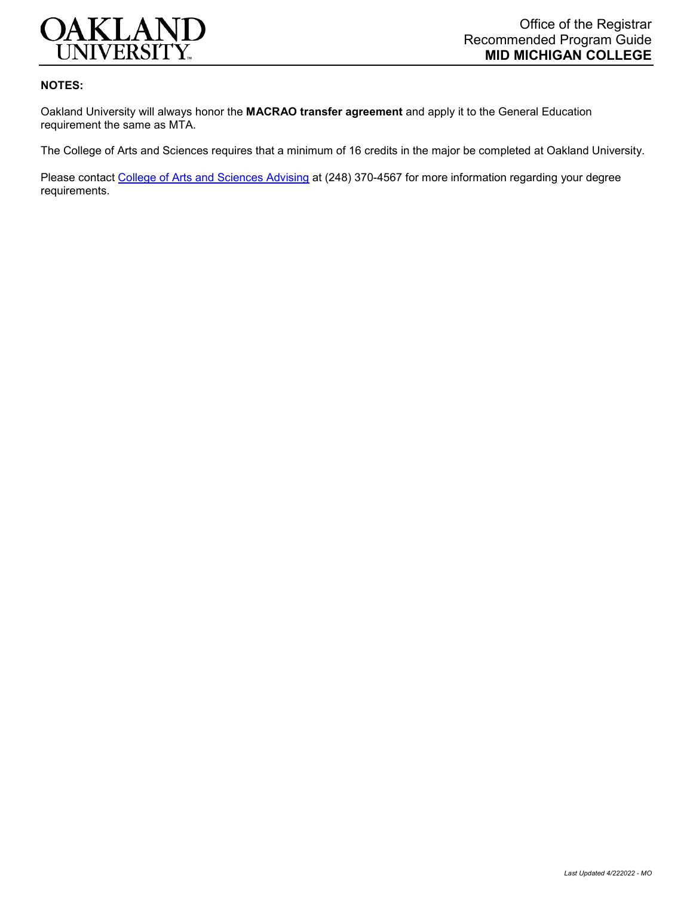**NOTES:**

Oakland University will always honor the **MACRAO transfer agreement** and apply it to the General Education requirement the same as MTA.

The College of Arts and Sciences requires that a minimum of 16 credits in the major be completed at Oakland University.

Please contact College of Arts and Sciences Advising at (248) 370-4567 for more information regarding your degree requirements.

*Last Updated 4/222022 - MO*